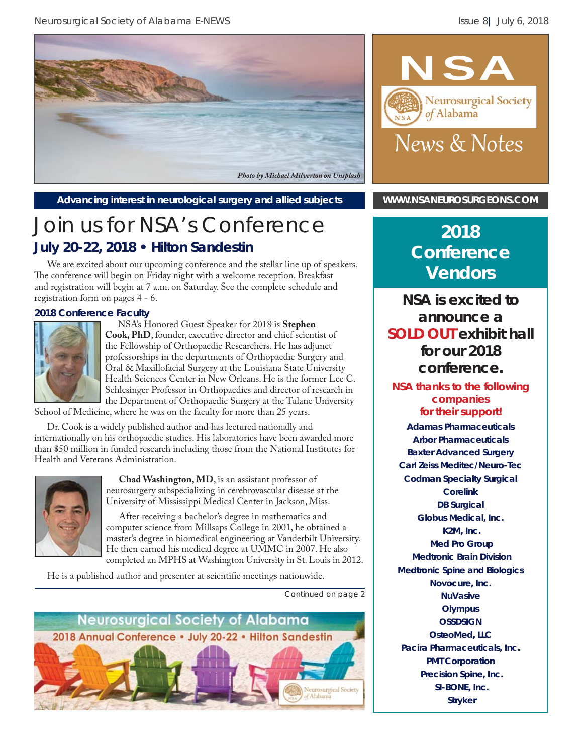# NSA

Neurosurgical Society of Alabama

News & Notes

*Photo by Michael Milverton on Unsplash*

**Advancing interest in neurological surgery and allied subjects**

**WWW.NSANEUROSURGEONS.COM**

# Join us for NSA's Conference

## July 20-22, 2018 • Hilton Sandestin

We are excited about our upcoming conference and the stellar line up of speakers. The conference will begin on Friday night with a welcome reception. Breakfast and registration will begin at 7 a.m. on Saturday. See the complete schedule and registration form on pages 4 - 6.

### 2018 Conference Faculty

NSA's Honored Guest Speaker for 2018 is **Stephen Cook, PhD**, founder, executive director and chief scientist of the Fellowship of Orthopaedic Researchers. He has adjunct professorships in the departments of Orthopaedic Surgery and Oral & Maxillofacial Surgery at the Louisiana State University Health Sciences Center in New Orleans. He is the former Lee C. Schlesinger Professor in Orthopaedics and director of research in the Department of Orthopaedic Surgery at the Tulane University School of Medicine, where he was on the faculty for more than 25 years.

Dr. Cook is a widely published author and has lectured nationally and internationally on his orthopaedic studies. His laboratories have been awarded more than $50 million in funded research including those from the National Institutes for Health and Veterans Administration.

**Chad Washington, MD**, is an assistant professor of neurosurgery subspecializing in cerebrovascular disease at the University of Mississippi Medical Center in Jackson, Miss.

After receiving a bachelor's degree in mathematics and computer science from Millsaps College in 2001, he obtained a master's degree in biomedical engineering at Vanderbilt University. He then earned his medical degree at UMMC in 2007. He also completed an MPHS at Washington University in St. Louis in 2012.

He is a published author and presenter at scientific meetings nationwide.

Continued on page 2

Neurosurgical Society of Alabama
2018 Annual Conference • July 20-22 • Hilton Sandestin

## 2018 Conference Vendors

**NSA is excited to announce a SOLD OUT exhibit hall for our 2018 conference.**

**NSA thanks to the following companies for their support!**

- Adamas Pharmaceuticals
- Arbor Pharmaceuticals
- Baxter Advanced Surgery
- Carl Zeiss Meditec/Neuro-Tec
- Codman Specialty Surgical
- Corelink
- DB Surgical
- Globus Medical, Inc.
- K2M, Inc.
- Med Pro Group
- Medtronic Brain Division
- Medtronic Spine and Biologics
- Novocure, Inc.
- NuVasive
- Olympus
- OSSDSIGN
- OsteoMed, LLC
- Pacira Pharmaceuticals, Inc.
- PMT Corporation
- Precision Spine, Inc.
- SI-BONE, Inc.
- Stryker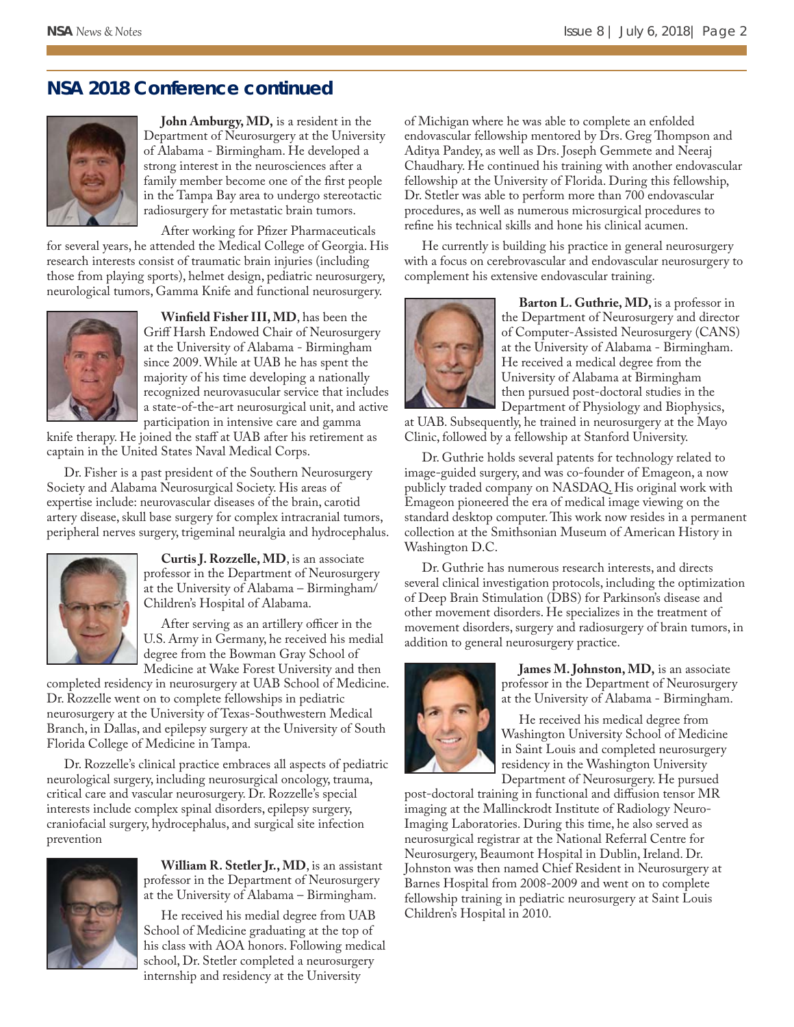## NSA 2018 Conference continued

**John Amburgy, MD,** is a resident in the Department of Neurosurgery at the University of Alabama - Birmingham. He developed a strong interest in the neurosciences after a family member become one of the first people in the Tampa Bay area to undergo stereotactic radiosurgery for metastatic brain tumors.

After working for Pfizer Pharmaceuticals for several years, he attended the Medical College of Georgia. His research interests consist of traumatic brain injuries (including those from playing sports), helmet design, pediatric neurosurgery, neurological tumors, Gamma Knife and functional neurosurgery.

**Winfield Fisher III, MD**, has been the Griff Harsh Endowed Chair of Neurosurgery at the University of Alabama - Birmingham since 2009. While at UAB he has spent the majority of his time developing a nationally recognized neurovasucular service that includes a state-of-the-art neurosurgical unit, and active participation in intensive care and gamma knife therapy. He joined the staff at UAB after his retirement as captain in the United States Naval Medical Corps.

Dr. Fisher is a past president of the Southern Neurosurgery Society and Alabama Neurosurgical Society. His areas of expertise include: neurovascular diseases of the brain, carotid artery disease, skull base surgery for complex intracranial tumors, peripheral nerves surgery, trigeminal neuralgia and hydrocephalus.

**Curtis J. Rozzelle, MD**, is an associate professor in the Department of Neurosurgery at the University of Alabama – Birmingham/ Children's Hospital of Alabama.

After serving as an artillery officer in the U.S. Army in Germany, he received his medial degree from the Bowman Gray School of Medicine at Wake Forest University and then completed residency in neurosurgery at UAB School of Medicine. Dr. Rozzelle went on to complete fellowships in pediatric neurosurgery at the University of Texas-Southwestern Medical Branch, in Dallas, and epilepsy surgery at the University of South Florida College of Medicine in Tampa.

Dr. Rozzelle's clinical practice embraces all aspects of pediatric neurological surgery, including neurosurgical oncology, trauma, critical care and vascular neurosurgery. Dr. Rozzelle's special interests include complex spinal disorders, epilepsy surgery, craniofacial surgery, hydrocephalus, and surgical site infection prevention

**William R. Stetler Jr., MD**, is an assistant professor in the Department of Neurosurgery at the University of Alabama – Birmingham.

He received his medial degree from UAB School of Medicine graduating at the top of his class with AOA honors. Following medical school, Dr. Stetler completed a neurosurgery internship and residency at the University of Michigan where he was able to complete an enfolded endovascular fellowship mentored by Drs. Greg Thompson and Aditya Pandey, as well as Drs. Joseph Gemmete and Neeraj Chaudhary. He continued his training with another endovascular fellowship at the University of Florida. During this fellowship, Dr. Stetler was able to perform more than 700 endovascular procedures, as well as numerous microsurgical procedures to refine his technical skills and hone his clinical acumen.

He currently is building his practice in general neurosurgery with a focus on cerebrovascular and endovascular neurosurgery to complement his extensive endovascular training.

**Barton L. Guthrie, MD,** is a professor in the Department of Neurosurgery and director of Computer-Assisted Neurosurgery (CANS) at the University of Alabama - Birmingham. He received a medical degree from the University of Alabama at Birmingham then pursued post-doctoral studies in the Department of Physiology and Biophysics, at UAB. Subsequently, he trained in neurosurgery at the Mayo Clinic, followed by a fellowship at Stanford University.

Dr. Guthrie holds several patents for technology related to image-guided surgery, and was co-founder of Emageon, a now publicly traded company on NASDAQ. His original work with Emageon pioneered the era of medical image viewing on the standard desktop computer. This work now resides in a permanent collection at the Smithsonian Museum of American History in Washington D.C.

Dr. Guthrie has numerous research interests, and directs several clinical investigation protocols, including the optimization of Deep Brain Stimulation (DBS) for Parkinson's disease and other movement disorders. He specializes in the treatment of movement disorders, surgery and radiosurgery of brain tumors, in addition to general neurosurgery practice.

**James M. Johnston, MD,** is an associate professor in the Department of Neurosurgery at the University of Alabama - Birmingham.

He received his medical degree from Washington University School of Medicine in Saint Louis and completed neurosurgery residency in the Washington University Department of Neurosurgery. He pursued post-doctoral training in functional and diffusion tensor MR imaging at the Mallinckrodt Institute of Radiology Neuro-Imaging Laboratories. During this time, he also served as neurosurgical registrar at the National Referral Centre for Neurosurgery, Beaumont Hospital in Dublin, Ireland. Dr. Johnston was then named Chief Resident in Neurosurgery at Barnes Hospital from 2008-2009 and went on to complete fellowship training in pediatric neurosurgery at Saint Louis Children's Hospital in 2010.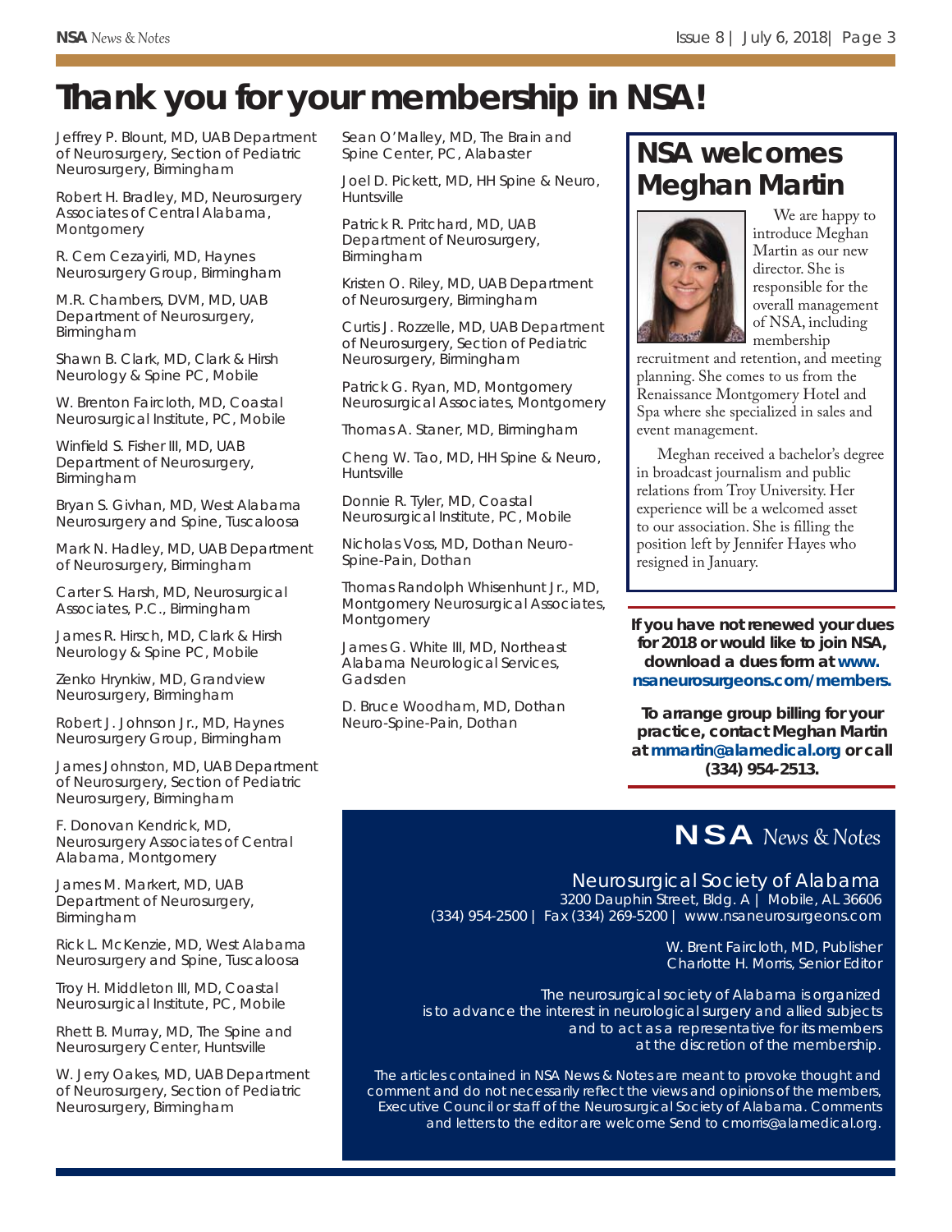# Thank you for your membership in NSA!

Jeffrey P. Blount, MD, UAB Department of Neurosurgery, Section of Pediatric Neurosurgery, Birmingham

Robert H. Bradley, MD, Neurosurgery Associates of Central Alabama, Montgomery

R. Cem Cezayirli, MD, Haynes Neurosurgery Group, Birmingham

M.R. Chambers, DVM, MD, UAB Department of Neurosurgery, Birmingham

Shawn B. Clark, MD, Clark & Hirsh Neurology & Spine PC, Mobile

W. Brenton Faircloth, MD, Coastal Neurosurgical Institute, PC, Mobile

Winfield S. Fisher III, MD, UAB Department of Neurosurgery, Birmingham

Bryan S. Givhan, MD, West Alabama Neurosurgery and Spine, Tuscaloosa

Mark N. Hadley, MD, UAB Department of Neurosurgery, Birmingham

Carter S. Harsh, MD, Neurosurgical Associates, P.C., Birmingham

James R. Hirsch, MD, Clark & Hirsh Neurology & Spine PC, Mobile

Zenko Hrynkiw, MD, Grandview Neurosurgery, Birmingham

Robert J. Johnson Jr., MD, Haynes Neurosurgery Group, Birmingham

James Johnston, MD, UAB Department of Neurosurgery, Section of Pediatric Neurosurgery, Birmingham

F. Donovan Kendrick, MD, Neurosurgery Associates of Central Alabama, Montgomery

James M. Markert, MD, UAB Department of Neurosurgery, Birmingham

Rick L. McKenzie, MD, West Alabama Neurosurgery and Spine, Tuscaloosa

Troy H. Middleton III, MD, Coastal Neurosurgical Institute, PC, Mobile

Rhett B. Murray, MD, The Spine and Neurosurgery Center, Huntsville

W. Jerry Oakes, MD, UAB Department of Neurosurgery, Section of Pediatric Neurosurgery, Birmingham

Sean O'Malley, MD, The Brain and Spine Center, PC, Alabaster

Joel D. Pickett, MD, HH Spine & Neuro, Huntsville

Patrick R. Pritchard, MD, UAB Department of Neurosurgery, Birmingham

Kristen O. Riley, MD, UAB Department of Neurosurgery, Birmingham

Curtis J. Rozzelle, MD, UAB Department of Neurosurgery, Section of Pediatric Neurosurgery, Birmingham

Patrick G. Ryan, MD, Montgomery Neurosurgical Associates, Montgomery

Thomas A. Staner, MD, Birmingham

Cheng W. Tao, MD, HH Spine & Neuro, Huntsville

Donnie R. Tyler, MD, Coastal Neurosurgical Institute, PC, Mobile

Nicholas Voss, MD, Dothan Neuro-Spine-Pain, Dothan

Thomas Randolph Whisenhunt Jr., MD, Montgomery Neurosurgical Associates, Montgomery

James G. White III, MD, Northeast Alabama Neurological Services, Gadsden

D. Bruce Woodham, MD, Dothan Neuro-Spine-Pain, Dothan

## NSA welcomes Meghan Martin

We are happy to introduce Meghan Martin as our new director. She is responsible for the overall management of NSA, including membership recruitment and retention, and meeting planning. She comes to us from the Renaissance Montgomery Hotel and Spa where she specialized in sales and event management.

Meghan received a bachelor's degree in broadcast journalism and public relations from Troy University. Her experience will be a welcomed asset to our association. She is filling the position left by Jennifer Hayes who resigned in January.

**If you have not renewed your dues for 2018 or would like to join NSA, download a dues form at www.nsaneurosurgeons.com/members.**

**To arrange group billing for your practice, contact Meghan Martin at mmartin@alamedical.org or call (334) 954-2513.**

## NSA *News & Notes*

Neurosurgical Society of Alabama
3200 Dauphin Street, Bldg. A | Mobile, AL 36606
(334) 954-2500 | Fax (334) 269-5200 | www.nsaneurosurgeons.com

W. Brent Faircloth, MD, Publisher
Charlotte H. Morris, Senior Editor

The neurosurgical society of Alabama is organized is to advance the interest in neurological surgery and allied subjects and to act as a representative for its members at the discretion of the membership.

The articles contained in NSA News & Notes are meant to provoke thought and comment and do not necessarily reflect the views and opinions of the members, Executive Council or staff of the Neurosurgical Society of Alabama. Comments and letters to the editor are welcome Send to cmorris@alamedical.org.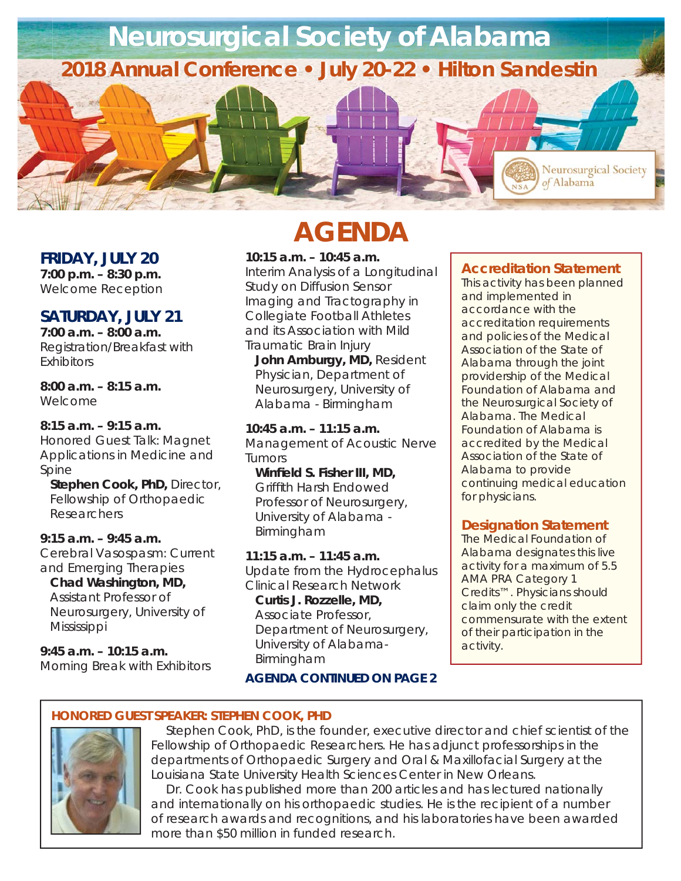# Neurosurgical Society of Alabama

## 2018 Annual Conference • July 20-22 • Hilton Sandestin

Neurosurgical Society of Alabama

# AGENDA

### FRIDAY, JULY 20

**7:00 p.m. – 8:30 p.m.**
Welcome Reception

### SATURDAY, JULY 21

**7:00 a.m. – 8:00 a.m.**
Registration/Breakfast with Exhibitors

**8:00 a.m. – 8:15 a.m.**
Welcome

**8:15 a.m. – 9:15 a.m.**
Honored Guest Talk: Magnet Applications in Medicine and Spine
**Stephen Cook, PhD,** Director, Fellowship of Orthopaedic Researchers

**9:15 a.m. – 9:45 a.m.**
Cerebral Vasospasm: Current and Emerging Therapies
**Chad Washington, MD,** Assistant Professor of Neurosurgery, University of Mississippi

**9:45 a.m. – 10:15 a.m.**
Morning Break with Exhibitors

**10:15 a.m. – 10:45 a.m.**
Interim Analysis of a Longitudinal Study on Diffusion Sensor Imaging and Tractography in Collegiate Football Athletes and its Association with Mild Traumatic Brain Injury
**John Amburgy, MD,** Resident Physician, Department of Neurosurgery, University of Alabama - Birmingham

**10:45 a.m. – 11:15 a.m.**
Management of Acoustic Nerve Tumors
**Winfield S. Fisher III, MD,** Griffith Harsh Endowed Professor of Neurosurgery, University of Alabama - Birmingham

**11:15 a.m. – 11:45 a.m.**
Update from the Hydrocephalus Clinical Research Network
**Curtis J. Rozzelle, MD,** Associate Professor, Department of Neurosurgery, University of Alabama-Birmingham

**AGENDA CONTINUED ON PAGE 2**

### Accreditation Statement

This activity has been planned and implemented in accordance with the accreditation requirements and policies of the Medical Association of the State of Alabama through the joint providership of the Medical Foundation of Alabama and the Neurosurgical Society of Alabama. The Medical Foundation of Alabama is accredited by the Medical Association of the State of Alabama to provide continuing medical education for physicians.

### Designation Statement

The Medical Foundation of Alabama designates this live activity for a maximum of 5.5 AMA PRA Category 1 Credits™. Physicians should claim only the credit commensurate with the extent of their participation in the activity.

### HONORED GUEST SPEAKER: STEPHEN COOK, PHD

Stephen Cook, PhD, is the founder, executive director and chief scientist of the Fellowship of Orthopaedic Researchers. He has adjunct professorships in the departments of Orthopaedic Surgery and Oral & Maxillofacial Surgery at the Louisiana State University Health Sciences Center in New Orleans.

Dr. Cook has published more than 200 articles and has lectured nationally and internationally on his orthopaedic studies. He is the recipient of a number of research awards and recognitions, and his laboratories have been awarded more than $50 million in funded research.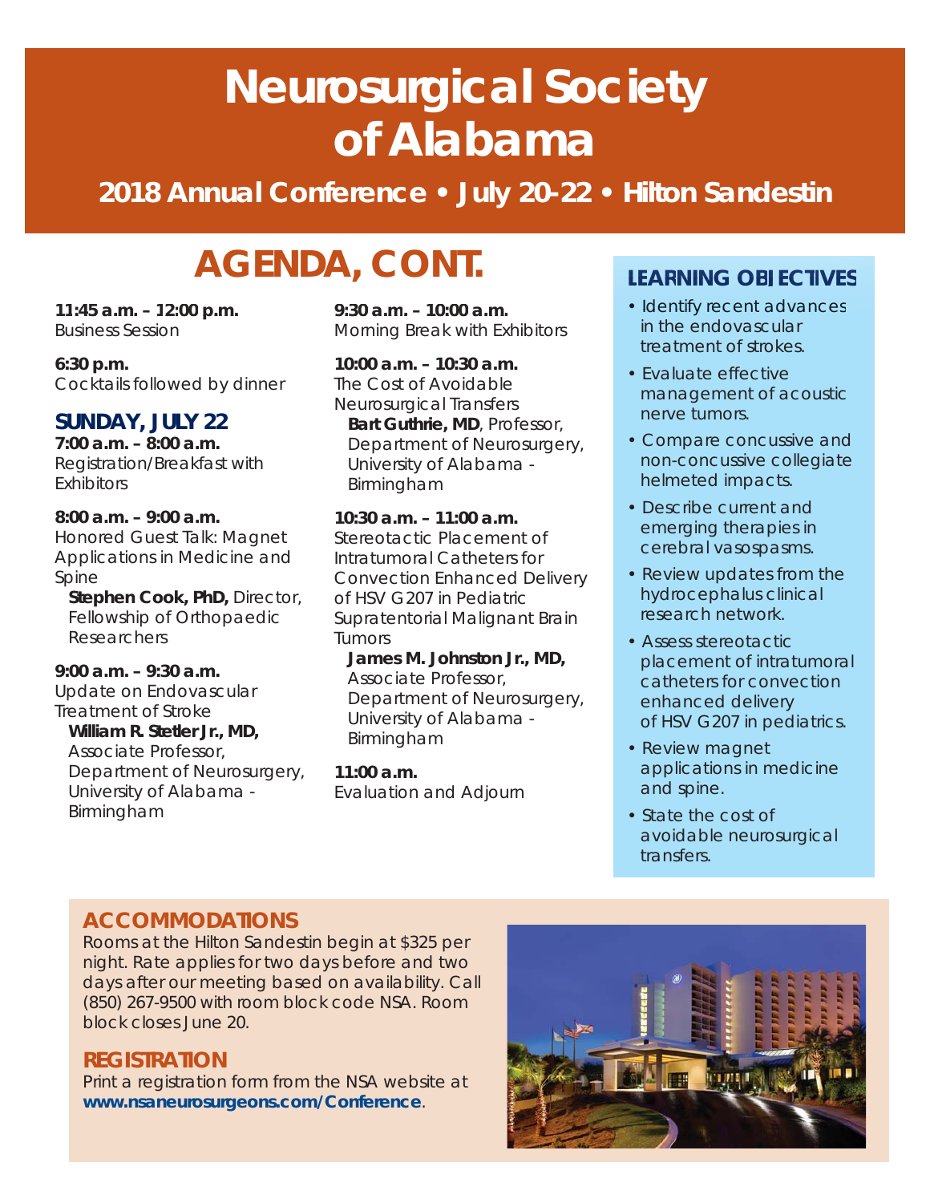# Neurosurgical Society of Alabama

**2018 Annual Conference • July 20-22 • Hilton Sandestin**

## AGENDA, CONT.

**11:45 a.m. – 12:00 p.m.**
Business Session

**6:30 p.m.**
Cocktails followed by dinner

### SUNDAY, JULY 22

**7:00 a.m. – 8:00 a.m.**
Registration/Breakfast with Exhibitors

**8:00 a.m. – 9:00 a.m.**
Honored Guest Talk: Magnet Applications in Medicine and Spine
**Stephen Cook, PhD,** Director, Fellowship of Orthopaedic Researchers

**9:00 a.m. – 9:30 a.m.**
Update on Endovascular Treatment of Stroke
**William R. Stetler Jr., MD,** Associate Professor, Department of Neurosurgery, University of Alabama - Birmingham

**9:30 a.m. – 10:00 a.m.**
Morning Break with Exhibitors

**10:00 a.m. – 10:30 a.m.**
The Cost of Avoidable Neurosurgical Transfers
**Bart Guthrie, MD**, Professor, Department of Neurosurgery, University of Alabama - Birmingham

**10:30 a.m. – 11:00 a.m.**
Stereotactic Placement of Intratumoral Catheters for Convection Enhanced Delivery of HSV G207 in Pediatric Supratentorial Malignant Brain Tumors
**James M. Johnston Jr., MD,** Associate Professor, Department of Neurosurgery, University of Alabama - Birmingham

**11:00 a.m.**
Evaluation and Adjourn

### LEARNING OBJECTIVES

- Identify recent advances in the endovascular treatment of strokes.
- Evaluate effective management of acoustic nerve tumors.
- Compare concussive and non-concussive collegiate helmeted impacts.
- Describe current and emerging therapies in cerebral vasospasms.
- Review updates from the hydrocephalus clinical research network.
- Assess stereotactic placement of intratumoral catheters for convection enhanced delivery of HSV G207 in pediatrics.
- Review magnet applications in medicine and spine.
- State the cost of avoidable neurosurgical transfers.

### ACCOMMODATIONS

Rooms at the Hilton Sandestin begin at $325 per night. Rate applies for two days before and two days after our meeting based on availability. Call (850) 267-9500 with room block code NSA. Room block closes June 20.

### REGISTRATION

Print a registration form from the NSA website at **www.nsaneurosurgeons.com/Conference**.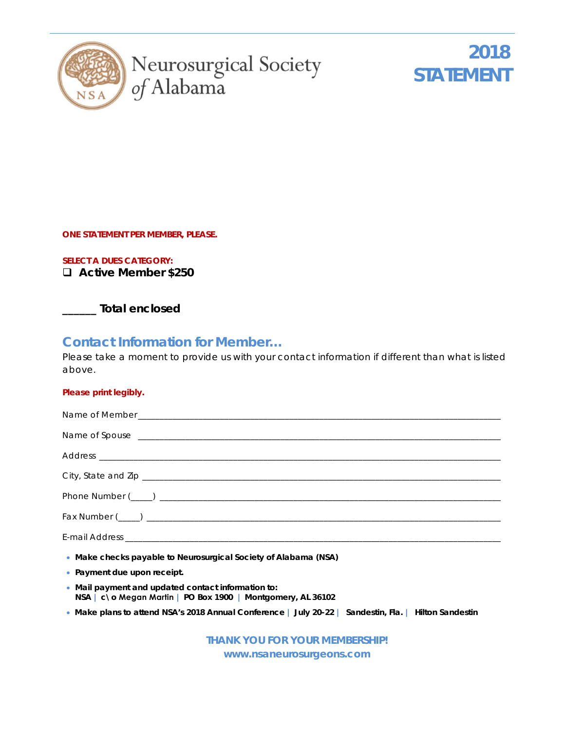Neurosurgical Society of Alabama

# 2018 STATEMENT

**ONE STATEMENT PER MEMBER, PLEASE.**

**SELECT A DUES CATEGORY:**

- ❑ **Active Member $250**

**______ Total enclosed**

## Contact Information for Member…

Please take a moment to provide us with your contact information if different than what is listed above.

**Please print legibly.**

Name of Member_______________________________________________________________

Name of Spouse _______________________________________________________________

Address _______________________________________________________________

City, State and Zip _______________________________________________________________

Phone Number (_____) _______________________________________________________________

Fax Number (_____) _______________________________________________________________

E-mail Address _______________________________________________________________

- **Make checks payable to Neurosurgical Society of Alabama (NSA)**
- **Payment due upon receipt.**
- **Mail payment and updated contact information to:**
  **NSA | c\o Megan Martin | PO Box 1900 | Montgomery, AL 36102**
- **Make plans to attend NSA's 2018 Annual Conference | July 20-22 | Sandestin, Fla. | Hilton Sandestin**

**THANK YOU FOR YOUR MEMBERSHIP!**
**www.nsaneurosurgeons.com**